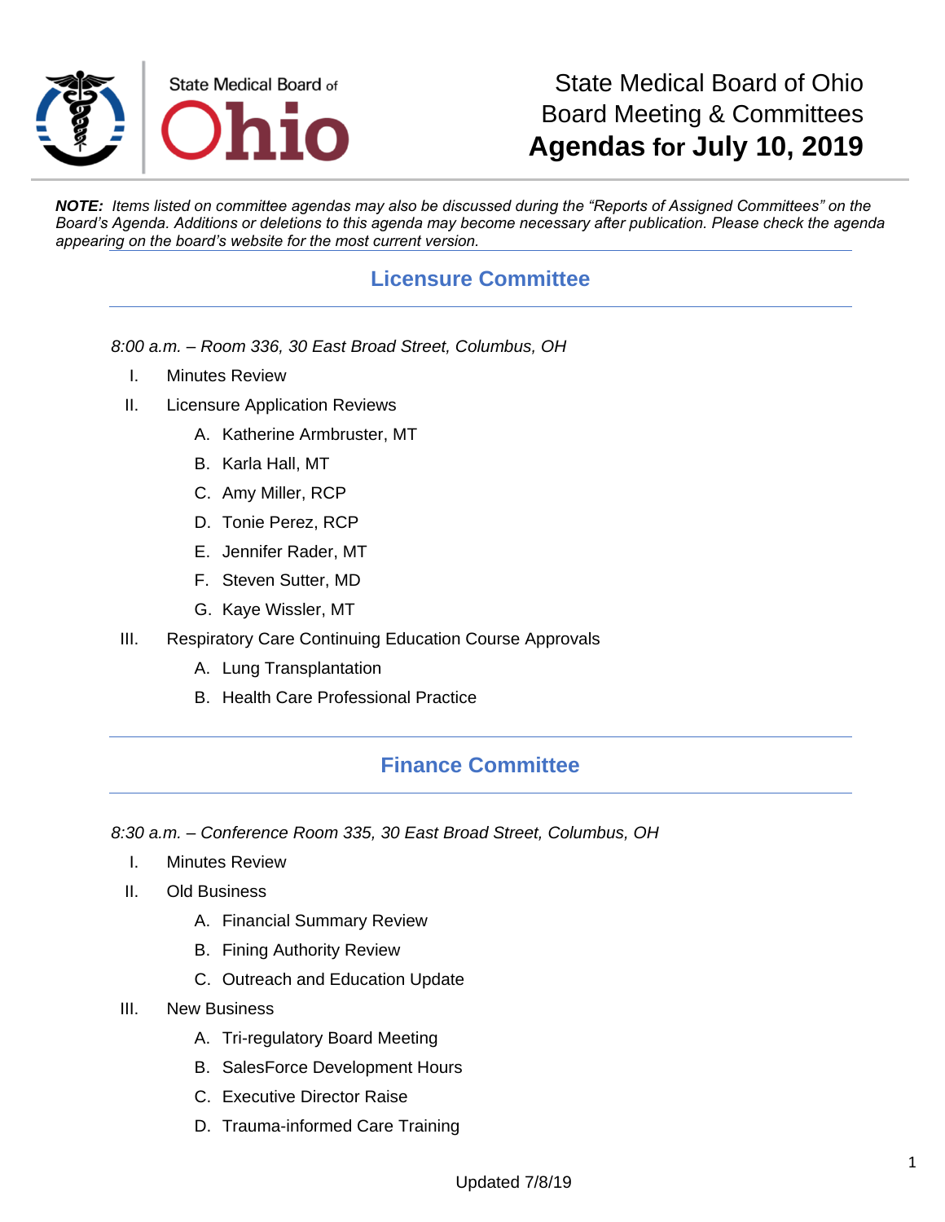State Medical Board of Ohio

# State Medical Board of Ohio
# Board Meeting & Committees
# **Agendas for July 10, 2019**

***NOTE:*** *Items listed on committee agendas may also be discussed during the "Reports of Assigned Committees" on the Board's Agenda. Additions or deletions to this agenda may become necessary after publication. Please check the agenda appearing on the board's website for the most current version.*

## Licensure Committee

*8:00 a.m. – Room 336, 30 East Broad Street, Columbus, OH*

I. Minutes Review

II. Licensure Application Reviews

   A. Katherine Armbruster, MT

   B. Karla Hall, MT

   C. Amy Miller, RCP

   D. Tonie Perez, RCP

   E. Jennifer Rader, MT

   F. Steven Sutter, MD

   G. Kaye Wissler, MT

III. Respiratory Care Continuing Education Course Approvals

   A. Lung Transplantation

   B. Health Care Professional Practice

## Finance Committee

*8:30 a.m. – Conference Room 335, 30 East Broad Street, Columbus, OH*

I. Minutes Review

II. Old Business

   A. Financial Summary Review

   B. Fining Authority Review

   C. Outreach and Education Update

III. New Business

   A. Tri-regulatory Board Meeting

   B. SalesForce Development Hours

   C. Executive Director Raise

   D. Trauma-informed Care Training

Updated 7/8/19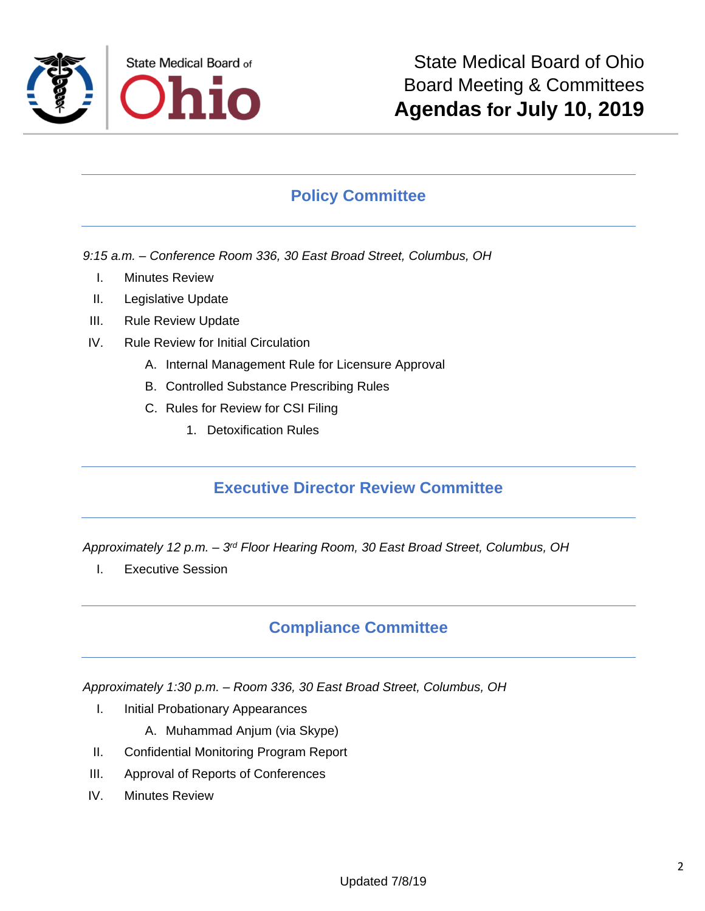State Medical Board of Ohio
Board Meeting & Committees
**Agendas for July 10, 2019**

## Policy Committee

*9:15 a.m. – Conference Room 336, 30 East Broad Street, Columbus, OH*

- I. Minutes Review
- II. Legislative Update
- III. Rule Review Update
- IV. Rule Review for Initial Circulation
  - A. Internal Management Rule for Licensure Approval
  - B. Controlled Substance Prescribing Rules
  - C. Rules for Review for CSI Filing
    - 1. Detoxification Rules

## Executive Director Review Committee

*Approximately 12 p.m. – 3rd Floor Hearing Room, 30 East Broad Street, Columbus, OH*

- I. Executive Session

## Compliance Committee

*Approximately 1:30 p.m. – Room 336, 30 East Broad Street, Columbus, OH*

- I. Initial Probationary Appearances
  - A. Muhammad Anjum (via Skype)
- II. Confidential Monitoring Program Report
- III. Approval of Reports of Conferences
- IV. Minutes Review

Updated 7/8/19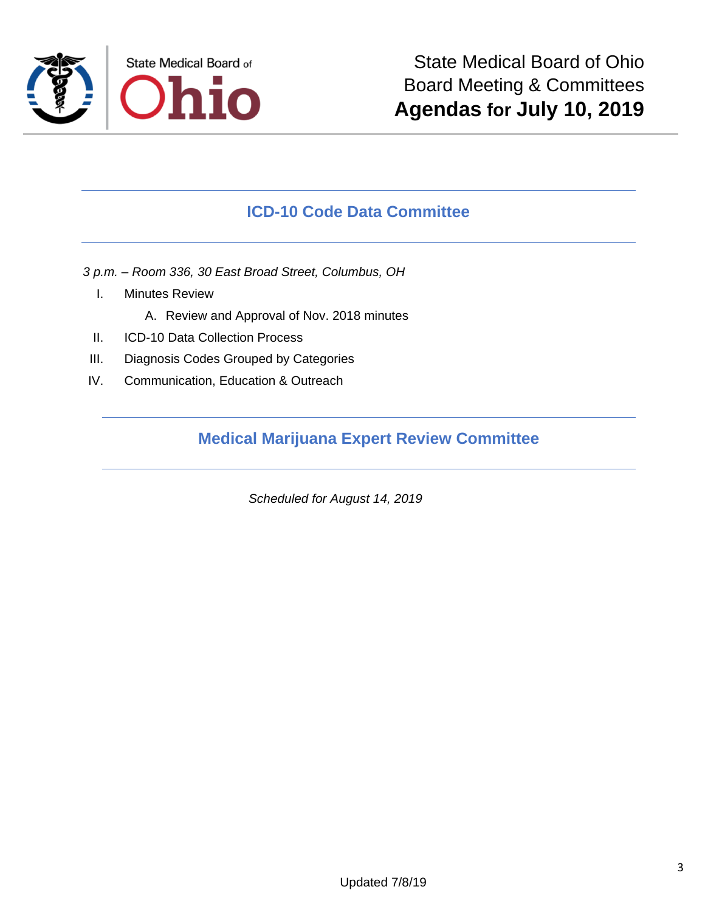State Medical Board of Ohio
Board Meeting & Committees
**Agendas for July 10, 2019**

## ICD-10 Code Data Committee

*3 p.m. – Room 336, 30 East Broad Street, Columbus, OH*

I. Minutes Review
   A. Review and Approval of Nov. 2018 minutes

II. ICD-10 Data Collection Process

III. Diagnosis Codes Grouped by Categories

IV. Communication, Education & Outreach

## Medical Marijuana Expert Review Committee

*Scheduled for August 14, 2019*

Updated 7/8/19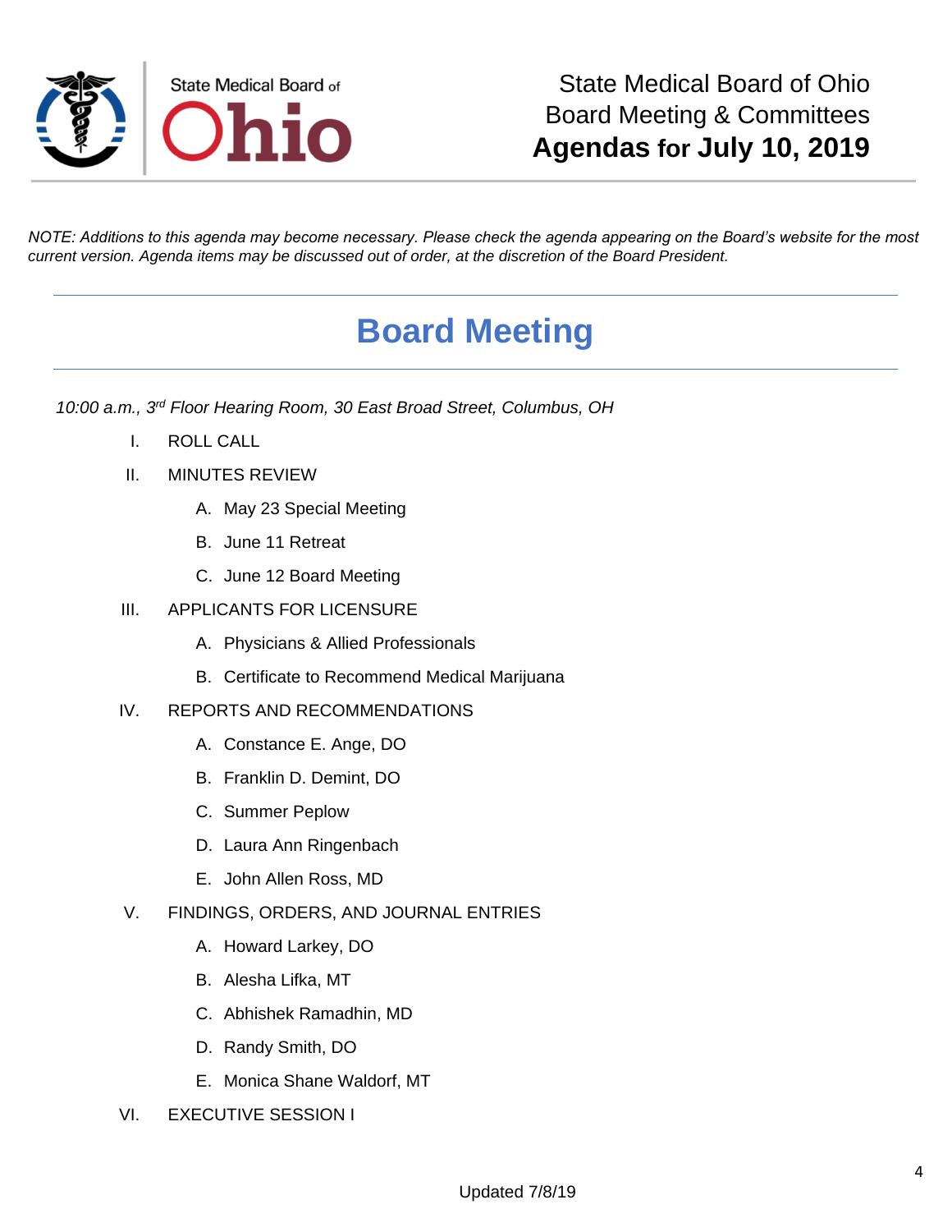State Medical Board of Ohio
Board Meeting & Committees
**Agendas for July 10, 2019**

*NOTE: Additions to this agenda may become necessary. Please check the agenda appearing on the Board's website for the most current version. Agenda items may be discussed out of order, at the discretion of the Board President.*

# Board Meeting

*10:00 a.m., 3rd Floor Hearing Room, 30 East Broad Street, Columbus, OH*

I. ROLL CALL

II. MINUTES REVIEW

- A. May 23 Special Meeting
- B. June 11 Retreat
- C. June 12 Board Meeting

III. APPLICANTS FOR LICENSURE

- A. Physicians & Allied Professionals
- B. Certificate to Recommend Medical Marijuana

IV. REPORTS AND RECOMMENDATIONS

- A. Constance E. Ange, DO
- B. Franklin D. Demint, DO
- C. Summer Peplow
- D. Laura Ann Ringenbach
- E. John Allen Ross, MD

V. FINDINGS, ORDERS, AND JOURNAL ENTRIES

- A. Howard Larkey, DO
- B. Alesha Lifka, MT
- C. Abhishek Ramadhin, MD
- D. Randy Smith, DO
- E. Monica Shane Waldorf, MT

VI. EXECUTIVE SESSION I

Updated 7/8/19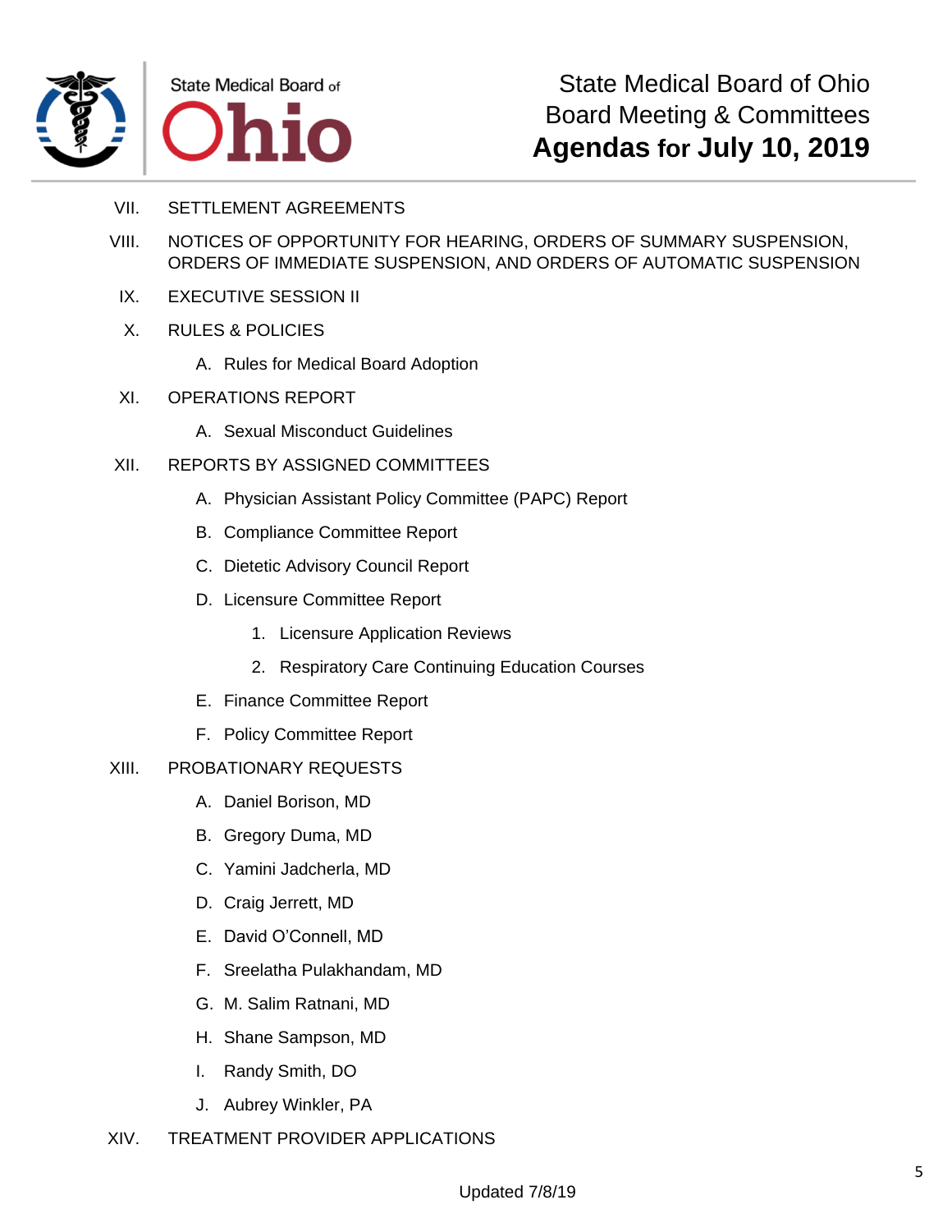VII. SETTLEMENT AGREEMENTS

VIII. NOTICES OF OPPORTUNITY FOR HEARING, ORDERS OF SUMMARY SUSPENSION, ORDERS OF IMMEDIATE SUSPENSION, AND ORDERS OF AUTOMATIC SUSPENSION

IX. EXECUTIVE SESSION II

X. RULES & POLICIES

   A. Rules for Medical Board Adoption

XI. OPERATIONS REPORT

   A. Sexual Misconduct Guidelines

XII. REPORTS BY ASSIGNED COMMITTEES

   A. Physician Assistant Policy Committee (PAPC) Report

   B. Compliance Committee Report

   C. Dietetic Advisory Council Report

   D. Licensure Committee Report

      1. Licensure Application Reviews

      2. Respiratory Care Continuing Education Courses

   E. Finance Committee Report

   F. Policy Committee Report

XIII. PROBATIONARY REQUESTS

   A. Daniel Borison, MD

   B. Gregory Duma, MD

   C. Yamini Jadcherla, MD

   D. Craig Jerrett, MD

   E. David O'Connell, MD

   F. Sreelatha Pulakhandam, MD

   G. M. Salim Ratnani, MD

   H. Shane Sampson, MD

   I. Randy Smith, DO

   J. Aubrey Winkler, PA

XIV. TREATMENT PROVIDER APPLICATIONS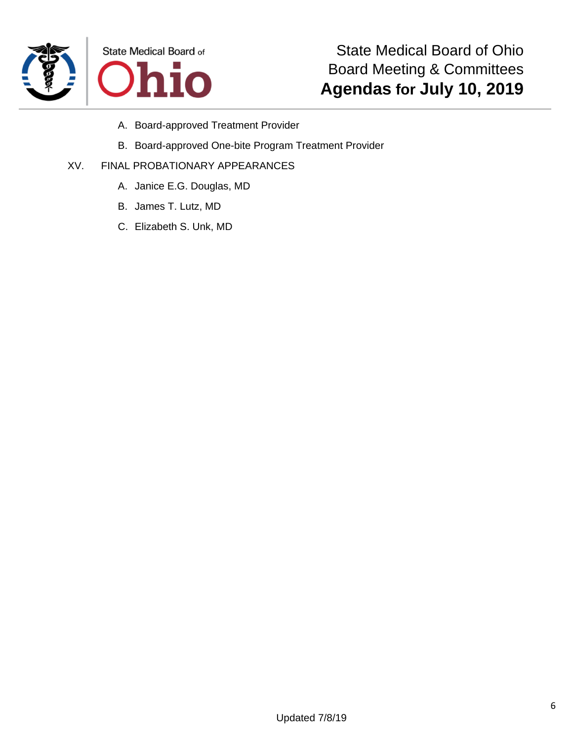A. Board-approved Treatment Provider

B. Board-approved One-bite Program Treatment Provider

XV. FINAL PROBATIONARY APPEARANCES

A. Janice E.G. Douglas, MD

B. James T. Lutz, MD

C. Elizabeth S. Unk, MD